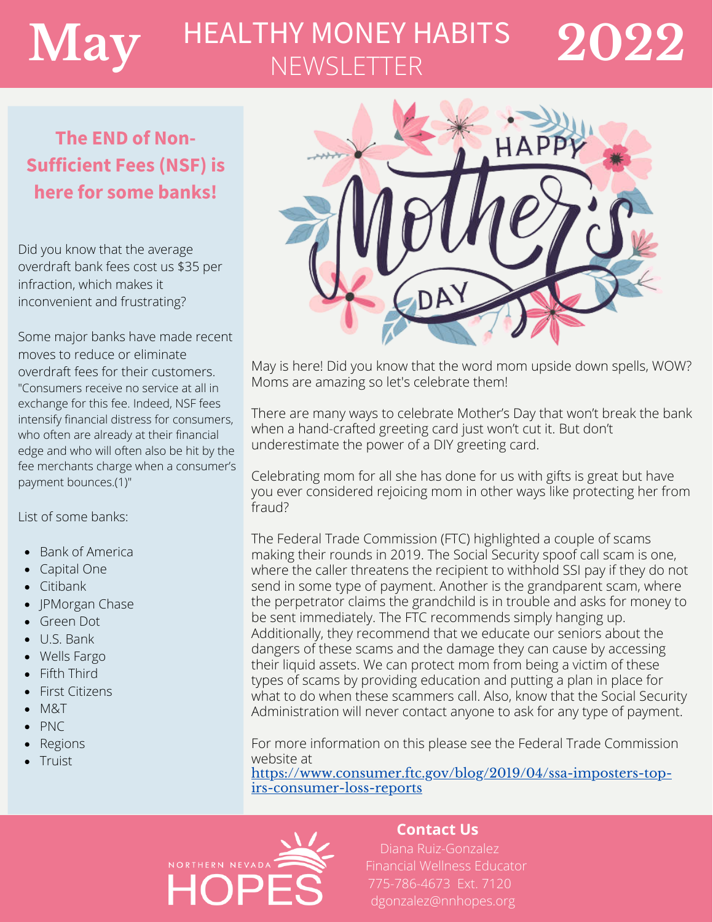# May HEALTHY MONEY HABITS NEWSLETTER 2022

## The END of Non-Sufficient Fees (NSF) is here for some banks!

Did you know that the average overdraft bank fees cost us $35 per infraction, which makes it inconvenient and frustrating?

Some major banks have made recent moves to reduce or eliminate overdraft fees for their customers. "Consumers receive no service at all in exchange for this fee. Indeed, NSF fees intensify financial distress for consumers, who often are already at their financial edge and who will often also be hit by the fee merchants charge when a consumer's payment bounces.(1)"

List of some banks:

- Bank of America
- Capital One
- Citibank
- JPMorgan Chase
- Green Dot
- U.S. Bank
- Wells Fargo
- Fifth Third
- First Citizens
- M&T
- PNC
- Regions
- Truist

May is here! Did you know that the word mom upside down spells, WOW? Moms are amazing so let's celebrate them!

There are many ways to celebrate Mother's Day that won't break the bank when a hand-crafted greeting card just won't cut it. But don't underestimate the power of a DIY greeting card.

Celebrating mom for all she has done for us with gifts is great but have you ever considered rejoicing mom in other ways like protecting her from fraud?

The Federal Trade Commission (FTC) highlighted a couple of scams making their rounds in 2019. The Social Security spoof call scam is one, where the caller threatens the recipient to withhold SSI pay if they do not send in some type of payment. Another is the grandparent scam, where the perpetrator claims the grandchild is in trouble and asks for money to be sent immediately. The FTC recommends simply hanging up. Additionally, they recommend that we educate our seniors about the dangers of these scams and the damage they can cause by accessing their liquid assets. We can protect mom from being a victim of these types of scams by providing education and putting a plan in place for what to do when these scammers call. Also, know that the Social Security Administration will never contact anyone to ask for any type of payment.

For more information on this please see the Federal Trade Commission website at https://www.consumer.ftc.gov/blog/2019/04/ssa-imposters-top-irs-consumer-loss-reports

NORTHERN NEVADA HOPES

**Contact Us**

Diana Ruiz-Gonzalez
Financial Wellness Educator
775-786-4673 Ext. 7120
dgonzalez@nnhopes.org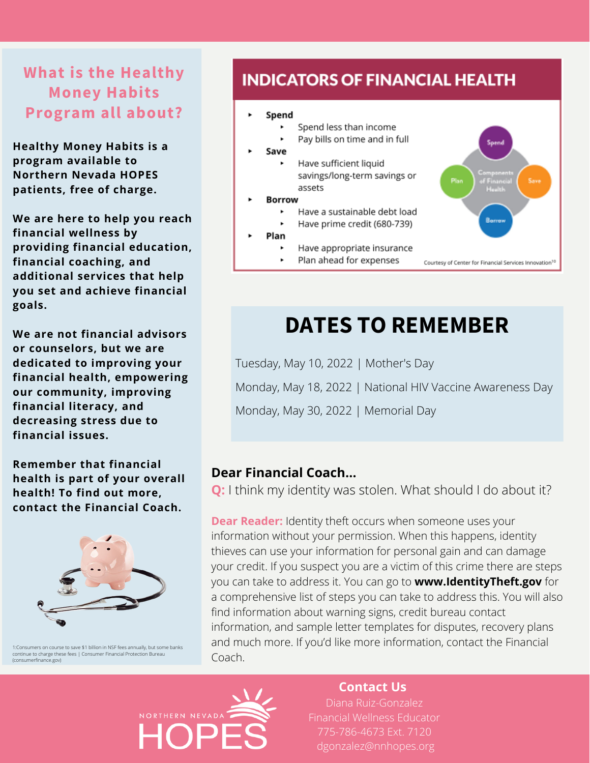## What is the Healthy Money Habits Program all about?

**Healthy Money Habits is a program available to Northern Nevada HOPES patients, free of charge.**

**We are here to help you reach financial wellness by providing financial education, financial coaching, and additional services that help you set and achieve financial goals.**

**We are not financial advisors or counselors, but we are dedicated to improving your financial health, empowering our community, improving financial literacy, and decreasing stress due to financial issues.**

**Remember that financial health is part of your overall health! To find out more, contact the Financial Coach.**

1:Consumers on course to save $1 billion in NSF fees annually, but some banks continue to charge these fees | Consumer Financial Protection Bureau (consumerfinance.gov)

## INDICATORS OF FINANCIAL HEALTH

- **Spend**
  - Spend less than income
  - Pay bills on time and in full
- **Save**
  - Have sufficient liquid savings/long-term savings or assets
- **Borrow**
  - Have a sustainable debt load
  - Have prime credit (680-739)
- **Plan**
  - Have appropriate insurance
  - Plan ahead for expenses

Spend
Plan
Components of Financial Health
Save
Borrow

Courtesy of Center for Financial Services Innovation[10]

## DATES TO REMEMBER

Tuesday, May 10, 2022 | Mother's Day

Monday, May 18, 2022 | National HIV Vaccine Awareness Day

Monday, May 30, 2022 | Memorial Day

### Dear Financial Coach...

**Q:** I think my identity was stolen. What should I do about it?

**Dear Reader:** Identity theft occurs when someone uses your information without your permission. When this happens, identity thieves can use your information for personal gain and can damage your credit. If you suspect you are a victim of this crime there are steps you can take to address it. You can go to **www.IdentityTheft.gov** for a comprehensive list of steps you can take to address this. You will also find information about warning signs, credit bureau contact information, and sample letter templates for disputes, recovery plans and much more. If you'd like more information, contact the Financial Coach.

NORTHERN NEVADA HOPES

**Contact Us**

Diana Ruiz-Gonzalez
Financial Wellness Educator
775-786-4673 Ext. 7120
dgonzalez@nnhopes.org